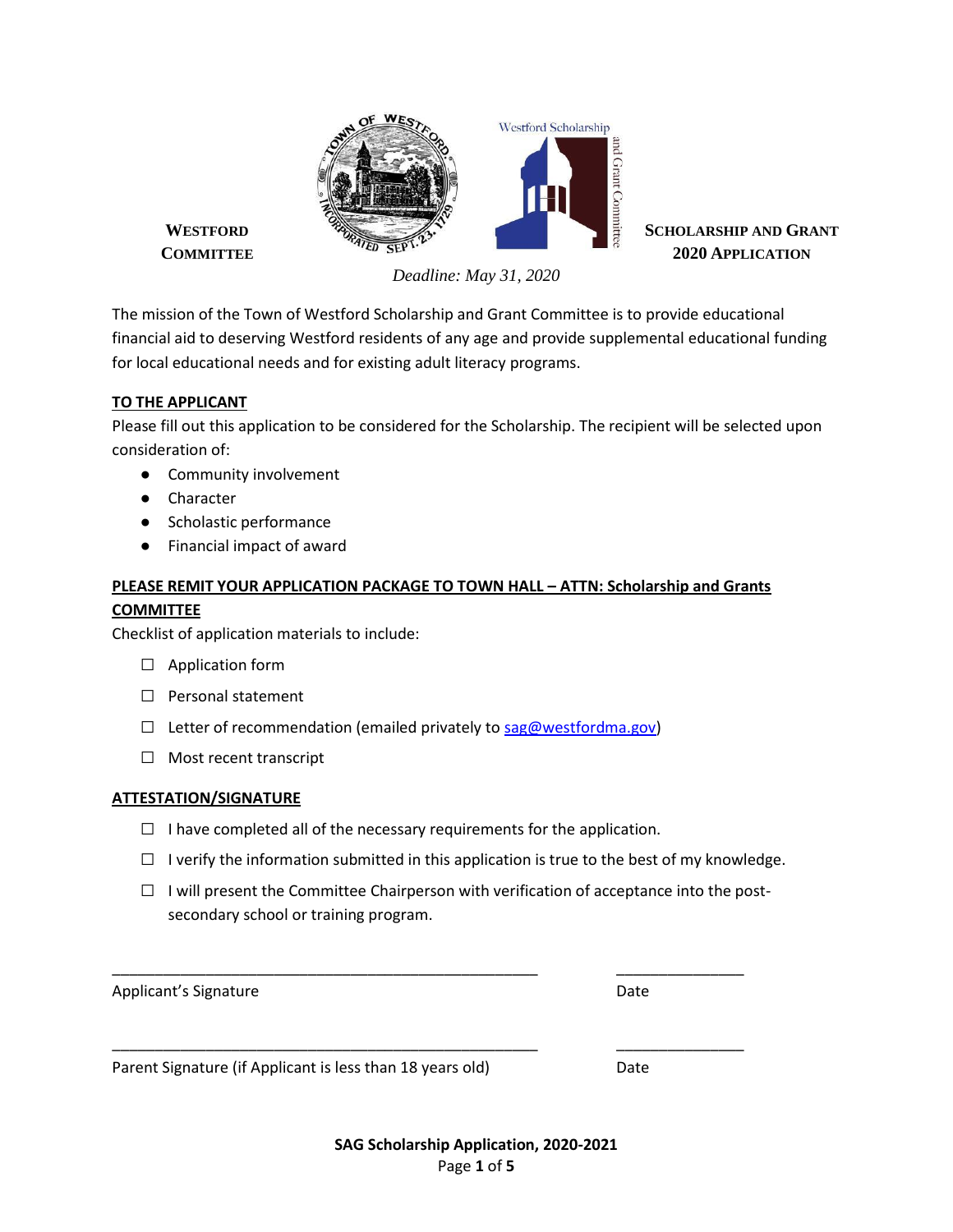# Westford Committee Scholarship and Grant 2020 Application

*Deadline: May 31, 2020*

The mission of the Town of Westford Scholarship and Grant Committee is to provide educational financial aid to deserving Westford residents of any age and provide supplemental educational funding for local educational needs and for existing adult literacy programs.

## TO THE APPLICANT

Please fill out this application to be considered for the Scholarship. The recipient will be selected upon consideration of:

- Community involvement
- Character
- Scholastic performance
- Financial impact of award

## PLEASE REMIT YOUR APPLICATION PACKAGE TO TOWN HALL – ATTN: Scholarship and Grants COMMITTEE

Checklist of application materials to include:

- ☐ Application form
- ☐ Personal statement
- ☐ Letter of recommendation (emailed privately to sag@westfordma.gov)
- ☐ Most recent transcript

## ATTESTATION/SIGNATURE

- ☐ I have completed all of the necessary requirements for the application.
- ☐ I verify the information submitted in this application is true to the best of my knowledge.
- ☐ I will present the Committee Chairperson with verification of acceptance into the post-secondary school or training program.

\_\_\_\_\_\_\_\_\_\_\_\_\_\_\_\_\_\_\_\_\_\_\_\_\_\_\_\_\_\_\_\_\_\_\_\_\_\_\_\_\_\_\_\_\_\_\_\_ \_\_\_\_\_\_\_\_\_\_\_\_\_\_\_

Applicant's Signature Date

\_\_\_\_\_\_\_\_\_\_\_\_\_\_\_\_\_\_\_\_\_\_\_\_\_\_\_\_\_\_\_\_\_\_\_\_\_\_\_\_\_\_\_\_\_\_\_\_ \_\_\_\_\_\_\_\_\_\_\_\_\_\_\_

Parent Signature (if Applicant is less than 18 years old) Date

**SAG Scholarship Application, 2020-2021**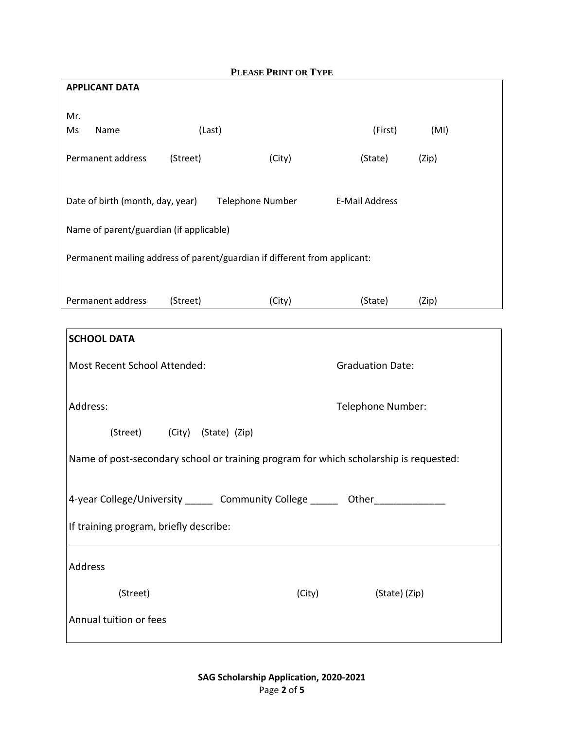**PLEASE PRINT OR TYPE**

**APPLICANT DATA**

Mr.
Ms  Name  (Last)  (First)  (MI)

Permanent address  (Street)  (City)  (State)  (Zip)

Date of birth (month, day, year)  Telephone Number  E-Mail Address

Name of parent/guardian (if applicable)

Permanent mailing address of parent/guardian if different from applicant:

Permanent address  (Street)  (City)  (State)  (Zip)

**SCHOOL DATA**

Most Recent School Attended:  Graduation Date:

Address:  Telephone Number:

(Street)  (City)  (State)  (Zip)

Name of post-secondary school or training program for which scholarship is requested:

4-year College/University _____ Community College _____ Other_____________

If training program, briefly describe:

---

Address

(Street)  (City)  (State) (Zip)

Annual tuition or fees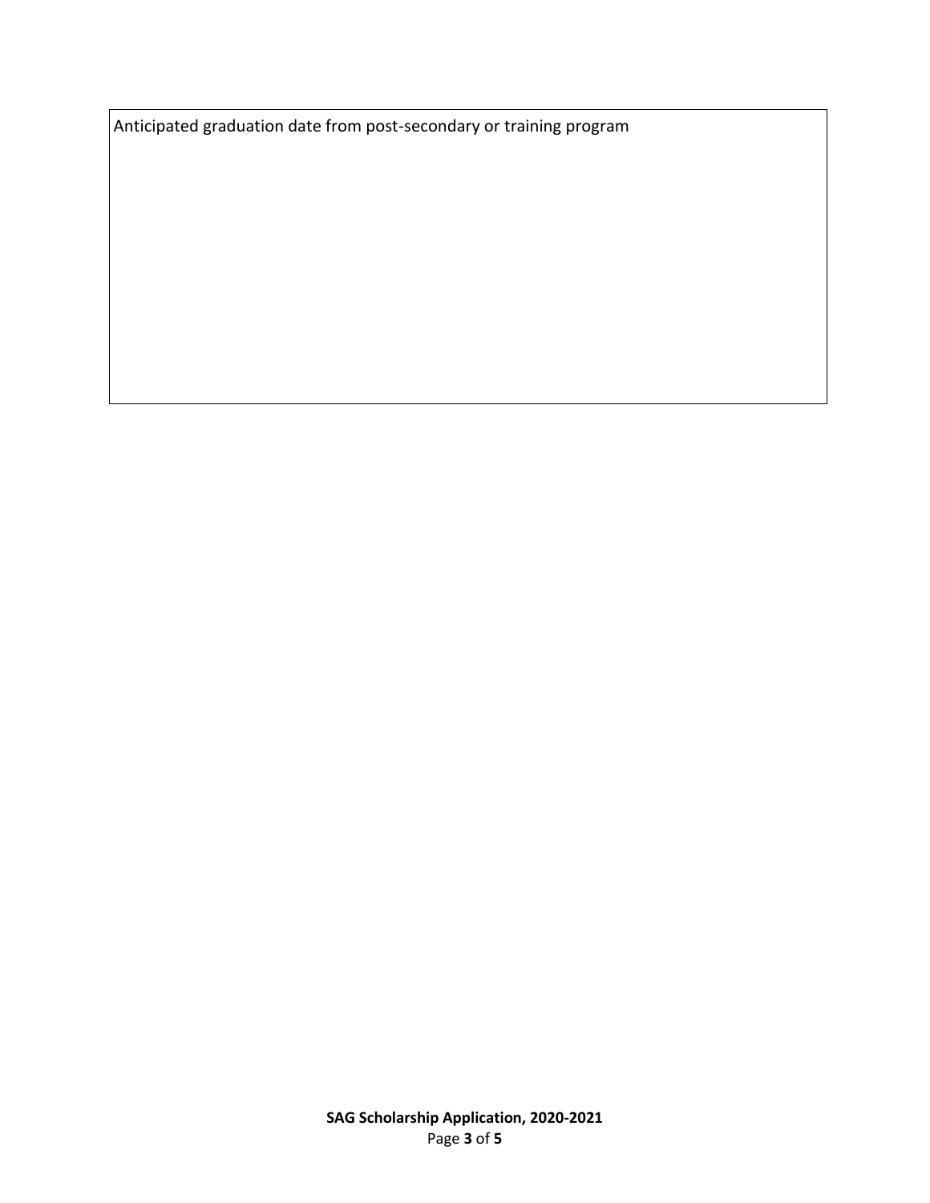| Anticipated graduation date from post-secondary or training program |
| --- |
| |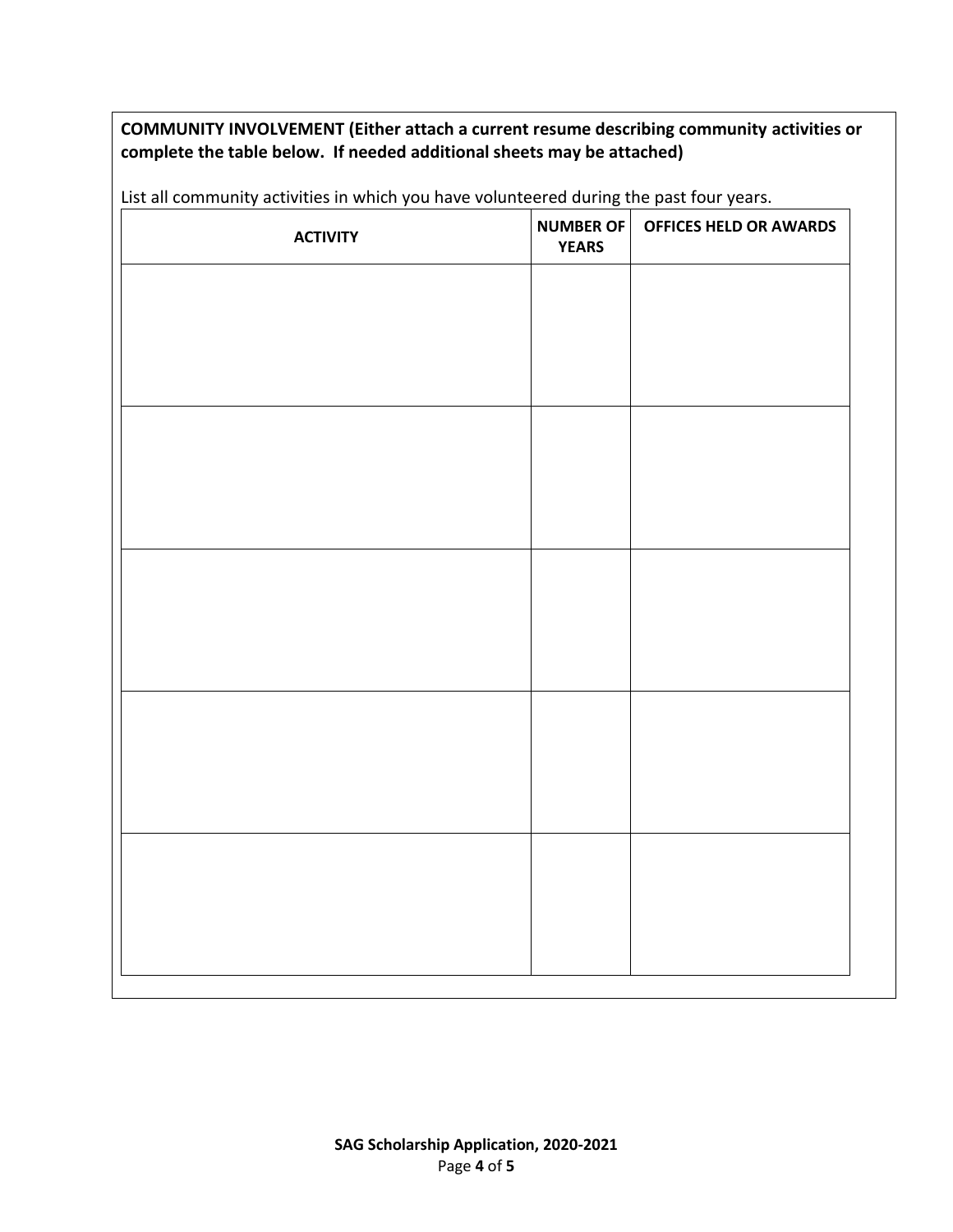**COMMUNITY INVOLVEMENT (Either attach a current resume describing community activities or complete the table below. If needed additional sheets may be attached)**

List all community activities in which you have volunteered during the past four years.

| ACTIVITY | NUMBER OF YEARS | OFFICES HELD OR AWARDS |
|---|---|---|
| | | |
| | | |
| | | |
| | | |
| | | |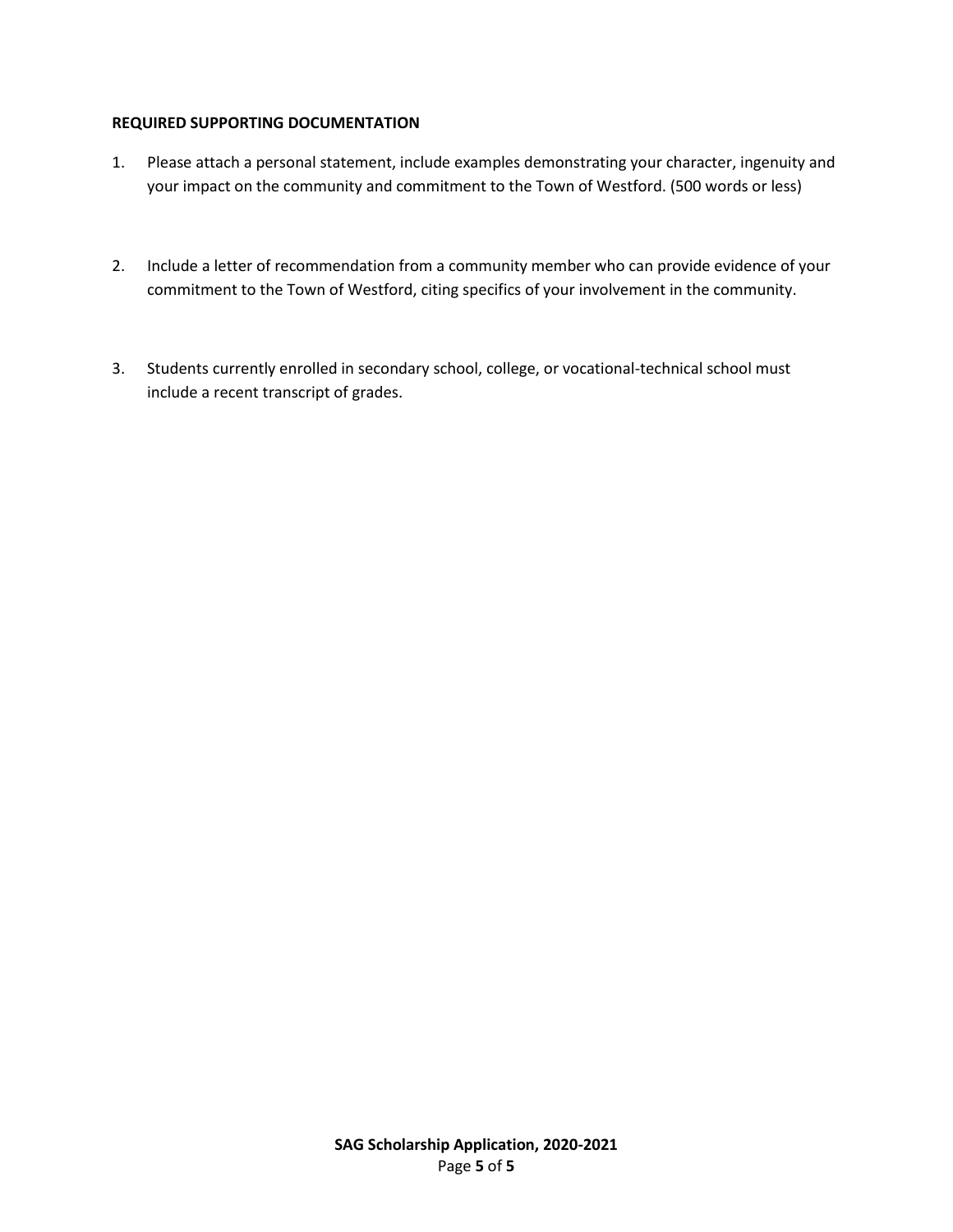**REQUIRED SUPPORTING DOCUMENTATION**

1. Please attach a personal statement, include examples demonstrating your character, ingenuity and your impact on the community and commitment to the Town of Westford. (500 words or less)

2. Include a letter of recommendation from a community member who can provide evidence of your commitment to the Town of Westford, citing specifics of your involvement in the community.

3. Students currently enrolled in secondary school, college, or vocational-technical school must include a recent transcript of grades.